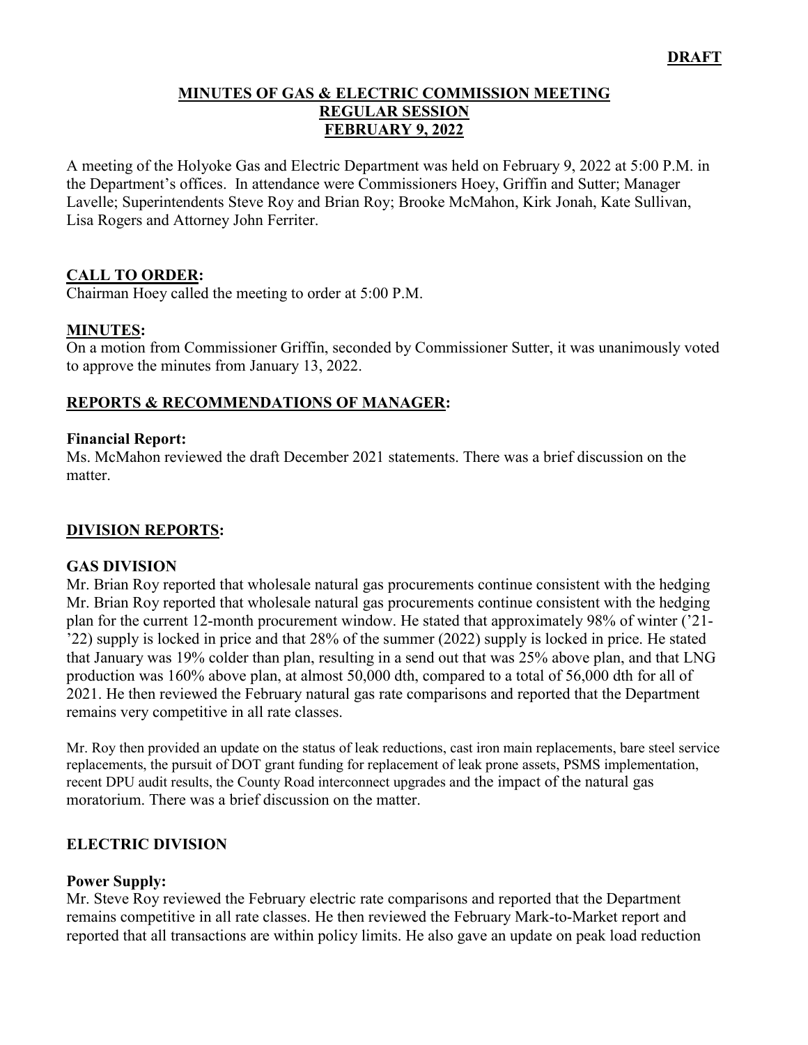**DRAFT**

**MINUTES OF GAS & ELECTRIC COMMISSION MEETING**
**REGULAR SESSION**
**FEBRUARY 9, 2022**

A meeting of the Holyoke Gas and Electric Department was held on February 9, 2022 at 5:00 P.M. in the Department's offices. In attendance were Commissioners Hoey, Griffin and Sutter; Manager Lavelle; Superintendents Steve Roy and Brian Roy; Brooke McMahon, Kirk Jonah, Kate Sullivan, Lisa Rogers and Attorney John Ferriter.

**CALL TO ORDER:**

Chairman Hoey called the meeting to order at 5:00 P.M.

**MINUTES:**

On a motion from Commissioner Griffin, seconded by Commissioner Sutter, it was unanimously voted to approve the minutes from January 13, 2022.

**REPORTS & RECOMMENDATIONS OF MANAGER:**

**Financial Report:**

Ms. McMahon reviewed the draft December 2021 statements. There was a brief discussion on the matter.

**DIVISION REPORTS:**

**GAS DIVISION**

Mr. Brian Roy reported that wholesale natural gas procurements continue consistent with the hedging Mr. Brian Roy reported that wholesale natural gas procurements continue consistent with the hedging plan for the current 12-month procurement window. He stated that approximately 98% of winter ('21-'22) supply is locked in price and that 28% of the summer (2022) supply is locked in price. He stated that January was 19% colder than plan, resulting in a send out that was 25% above plan, and that LNG production was 160% above plan, at almost 50,000 dth, compared to a total of 56,000 dth for all of 2021. He then reviewed the February natural gas rate comparisons and reported that the Department remains very competitive in all rate classes.

Mr. Roy then provided an update on the status of leak reductions, cast iron main replacements, bare steel service replacements, the pursuit of DOT grant funding for replacement of leak prone assets, PSMS implementation, recent DPU audit results, the County Road interconnect upgrades and the impact of the natural gas moratorium. There was a brief discussion on the matter.

**ELECTRIC DIVISION**

**Power Supply:**

Mr. Steve Roy reviewed the February electric rate comparisons and reported that the Department remains competitive in all rate classes. He then reviewed the February Mark-to-Market report and reported that all transactions are within policy limits. He also gave an update on peak load reduction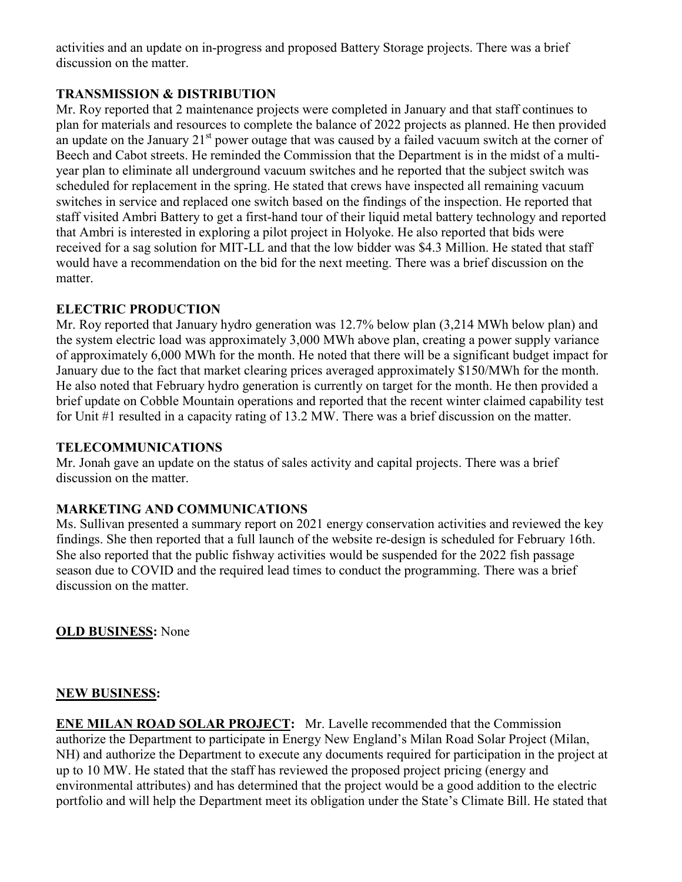activities and an update on in-progress and proposed Battery Storage projects. There was a brief discussion on the matter.

**TRANSMISSION & DISTRIBUTION**

Mr. Roy reported that 2 maintenance projects were completed in January and that staff continues to plan for materials and resources to complete the balance of 2022 projects as planned. He then provided an update on the January 21st power outage that was caused by a failed vacuum switch at the corner of Beech and Cabot streets. He reminded the Commission that the Department is in the midst of a multi-year plan to eliminate all underground vacuum switches and he reported that the subject switch was scheduled for replacement in the spring. He stated that crews have inspected all remaining vacuum switches in service and replaced one switch based on the findings of the inspection. He reported that staff visited Ambri Battery to get a first-hand tour of their liquid metal battery technology and reported that Ambri is interested in exploring a pilot project in Holyoke. He also reported that bids were received for a sag solution for MIT-LL and that the low bidder was $4.3 Million. He stated that staff would have a recommendation on the bid for the next meeting. There was a brief discussion on the matter.

**ELECTRIC PRODUCTION**

Mr. Roy reported that January hydro generation was 12.7% below plan (3,214 MWh below plan) and the system electric load was approximately 3,000 MWh above plan, creating a power supply variance of approximately 6,000 MWh for the month. He noted that there will be a significant budget impact for January due to the fact that market clearing prices averaged approximately $150/MWh for the month. He also noted that February hydro generation is currently on target for the month. He then provided a brief update on Cobble Mountain operations and reported that the recent winter claimed capability test for Unit #1 resulted in a capacity rating of 13.2 MW. There was a brief discussion on the matter.

**TELECOMMUNICATIONS**

Mr. Jonah gave an update on the status of sales activity and capital projects. There was a brief discussion on the matter.

**MARKETING AND COMMUNICATIONS**

Ms. Sullivan presented a summary report on 2021 energy conservation activities and reviewed the key findings. She then reported that a full launch of the website re-design is scheduled for February 16th. She also reported that the public fishway activities would be suspended for the 2022 fish passage season due to COVID and the required lead times to conduct the programming. There was a brief discussion on the matter.

**OLD BUSINESS:** None

**NEW BUSINESS:**

**ENE MILAN ROAD SOLAR PROJECT:** Mr. Lavelle recommended that the Commission authorize the Department to participate in Energy New England's Milan Road Solar Project (Milan, NH) and authorize the Department to execute any documents required for participation in the project at up to 10 MW. He stated that the staff has reviewed the proposed project pricing (energy and environmental attributes) and has determined that the project would be a good addition to the electric portfolio and will help the Department meet its obligation under the State's Climate Bill. He stated that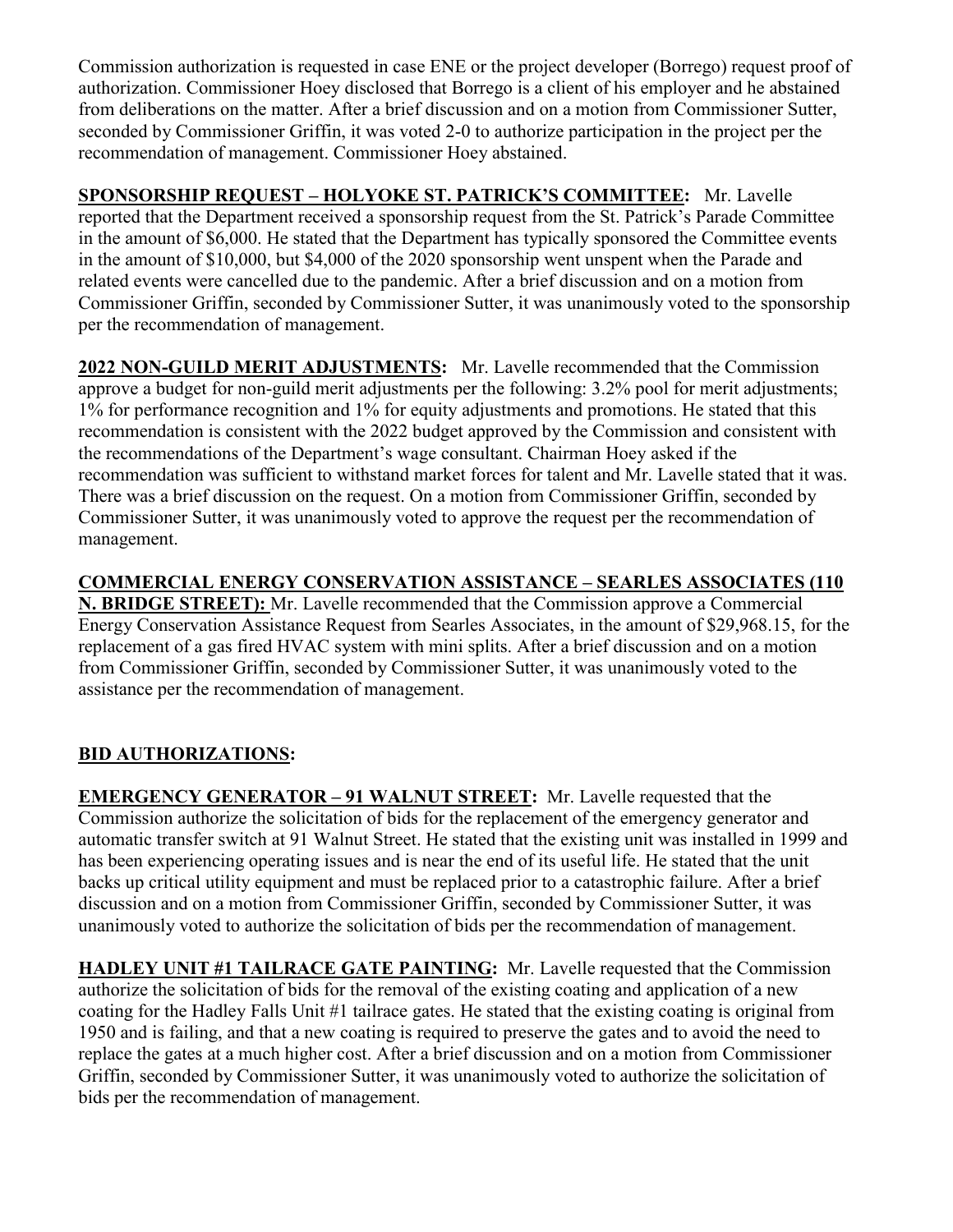Commission authorization is requested in case ENE or the project developer (Borrego) request proof of authorization. Commissioner Hoey disclosed that Borrego is a client of his employer and he abstained from deliberations on the matter. After a brief discussion and on a motion from Commissioner Sutter, seconded by Commissioner Griffin, it was voted 2-0 to authorize participation in the project per the recommendation of management. Commissioner Hoey abstained.

**SPONSORSHIP REQUEST – HOLYOKE ST. PATRICK'S COMMITTEE:** Mr. Lavelle reported that the Department received a sponsorship request from the St. Patrick's Parade Committee in the amount of $6,000. He stated that the Department has typically sponsored the Committee events in the amount of $10,000, but $4,000 of the 2020 sponsorship went unspent when the Parade and related events were cancelled due to the pandemic. After a brief discussion and on a motion from Commissioner Griffin, seconded by Commissioner Sutter, it was unanimously voted to the sponsorship per the recommendation of management.

**2022 NON-GUILD MERIT ADJUSTMENTS:** Mr. Lavelle recommended that the Commission approve a budget for non-guild merit adjustments per the following: 3.2% pool for merit adjustments; 1% for performance recognition and 1% for equity adjustments and promotions. He stated that this recommendation is consistent with the 2022 budget approved by the Commission and consistent with the recommendations of the Department's wage consultant. Chairman Hoey asked if the recommendation was sufficient to withstand market forces for talent and Mr. Lavelle stated that it was. There was a brief discussion on the request. On a motion from Commissioner Griffin, seconded by Commissioner Sutter, it was unanimously voted to approve the request per the recommendation of management.

**COMMERCIAL ENERGY CONSERVATION ASSISTANCE – SEARLES ASSOCIATES (110 N. BRIDGE STREET):** Mr. Lavelle recommended that the Commission approve a Commercial Energy Conservation Assistance Request from Searles Associates, in the amount of $29,968.15, for the replacement of a gas fired HVAC system with mini splits. After a brief discussion and on a motion from Commissioner Griffin, seconded by Commissioner Sutter, it was unanimously voted to the assistance per the recommendation of management.

**BID AUTHORIZATIONS:**

**EMERGENCY GENERATOR – 91 WALNUT STREET:** Mr. Lavelle requested that the Commission authorize the solicitation of bids for the replacement of the emergency generator and automatic transfer switch at 91 Walnut Street. He stated that the existing unit was installed in 1999 and has been experiencing operating issues and is near the end of its useful life. He stated that the unit backs up critical utility equipment and must be replaced prior to a catastrophic failure. After a brief discussion and on a motion from Commissioner Griffin, seconded by Commissioner Sutter, it was unanimously voted to authorize the solicitation of bids per the recommendation of management.

**HADLEY UNIT #1 TAILRACE GATE PAINTING:** Mr. Lavelle requested that the Commission authorize the solicitation of bids for the removal of the existing coating and application of a new coating for the Hadley Falls Unit #1 tailrace gates. He stated that the existing coating is original from 1950 and is failing, and that a new coating is required to preserve the gates and to avoid the need to replace the gates at a much higher cost. After a brief discussion and on a motion from Commissioner Griffin, seconded by Commissioner Sutter, it was unanimously voted to authorize the solicitation of bids per the recommendation of management.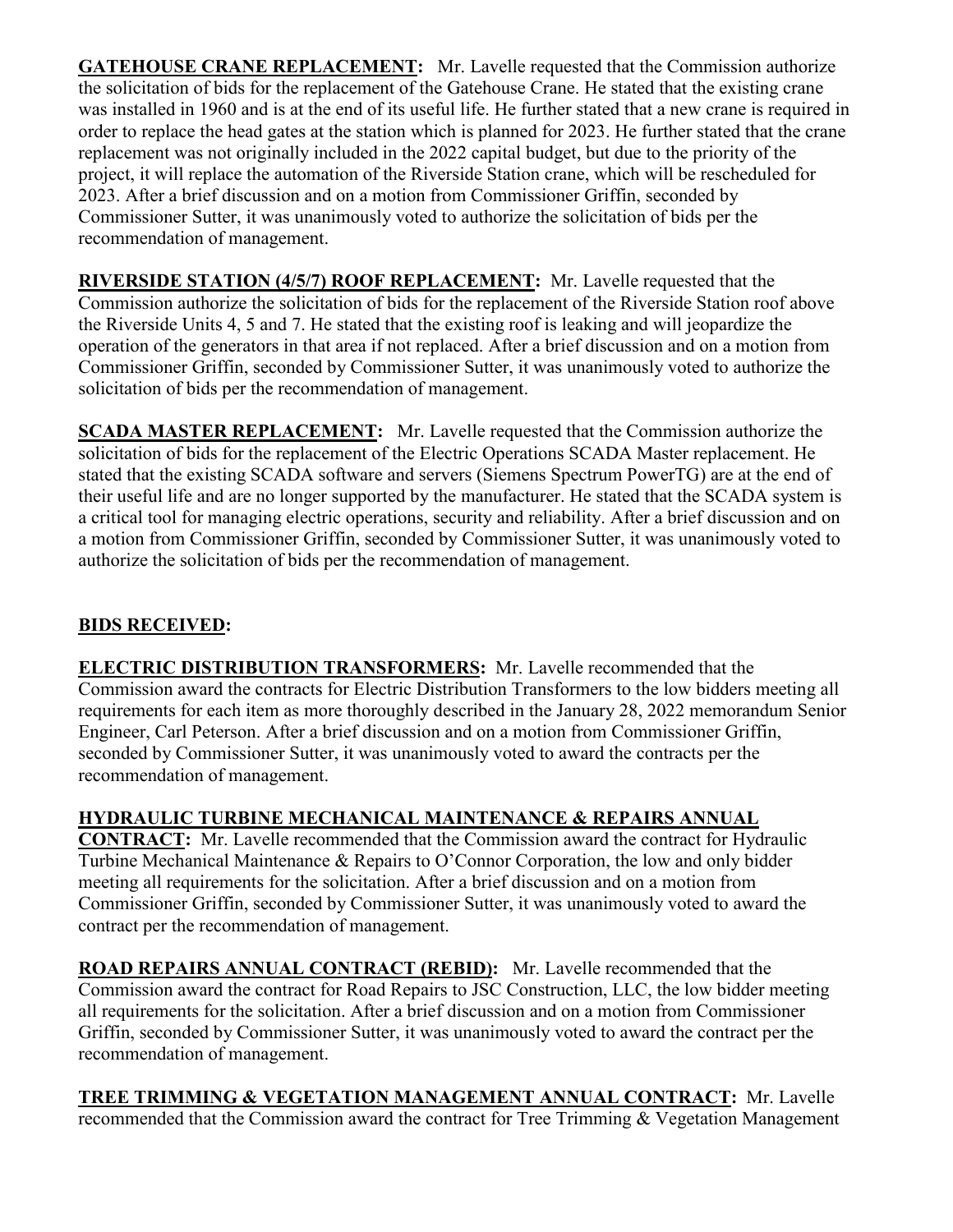**GATEHOUSE CRANE REPLACEMENT:** Mr. Lavelle requested that the Commission authorize the solicitation of bids for the replacement of the Gatehouse Crane. He stated that the existing crane was installed in 1960 and is at the end of its useful life. He further stated that a new crane is required in order to replace the head gates at the station which is planned for 2023. He further stated that the crane replacement was not originally included in the 2022 capital budget, but due to the priority of the project, it will replace the automation of the Riverside Station crane, which will be rescheduled for 2023. After a brief discussion and on a motion from Commissioner Griffin, seconded by Commissioner Sutter, it was unanimously voted to authorize the solicitation of bids per the recommendation of management.

**RIVERSIDE STATION (4/5/7) ROOF REPLACEMENT:** Mr. Lavelle requested that the Commission authorize the solicitation of bids for the replacement of the Riverside Station roof above the Riverside Units 4, 5 and 7. He stated that the existing roof is leaking and will jeopardize the operation of the generators in that area if not replaced. After a brief discussion and on a motion from Commissioner Griffin, seconded by Commissioner Sutter, it was unanimously voted to authorize the solicitation of bids per the recommendation of management.

**SCADA MASTER REPLACEMENT:** Mr. Lavelle requested that the Commission authorize the solicitation of bids for the replacement of the Electric Operations SCADA Master replacement. He stated that the existing SCADA software and servers (Siemens Spectrum PowerTG) are at the end of their useful life and are no longer supported by the manufacturer. He stated that the SCADA system is a critical tool for managing electric operations, security and reliability. After a brief discussion and on a motion from Commissioner Griffin, seconded by Commissioner Sutter, it was unanimously voted to authorize the solicitation of bids per the recommendation of management.

**BIDS RECEIVED:**

**ELECTRIC DISTRIBUTION TRANSFORMERS:** Mr. Lavelle recommended that the Commission award the contracts for Electric Distribution Transformers to the low bidders meeting all requirements for each item as more thoroughly described in the January 28, 2022 memorandum Senior Engineer, Carl Peterson. After a brief discussion and on a motion from Commissioner Griffin, seconded by Commissioner Sutter, it was unanimously voted to award the contracts per the recommendation of management.

**HYDRAULIC TURBINE MECHANICAL MAINTENANCE & REPAIRS ANNUAL CONTRACT:** Mr. Lavelle recommended that the Commission award the contract for Hydraulic Turbine Mechanical Maintenance & Repairs to O'Connor Corporation, the low and only bidder meeting all requirements for the solicitation. After a brief discussion and on a motion from Commissioner Griffin, seconded by Commissioner Sutter, it was unanimously voted to award the contract per the recommendation of management.

**ROAD REPAIRS ANNUAL CONTRACT (REBID):** Mr. Lavelle recommended that the Commission award the contract for Road Repairs to JSC Construction, LLC, the low bidder meeting all requirements for the solicitation. After a brief discussion and on a motion from Commissioner Griffin, seconded by Commissioner Sutter, it was unanimously voted to award the contract per the recommendation of management.

**TREE TRIMMING & VEGETATION MANAGEMENT ANNUAL CONTRACT:** Mr. Lavelle recommended that the Commission award the contract for Tree Trimming & Vegetation Management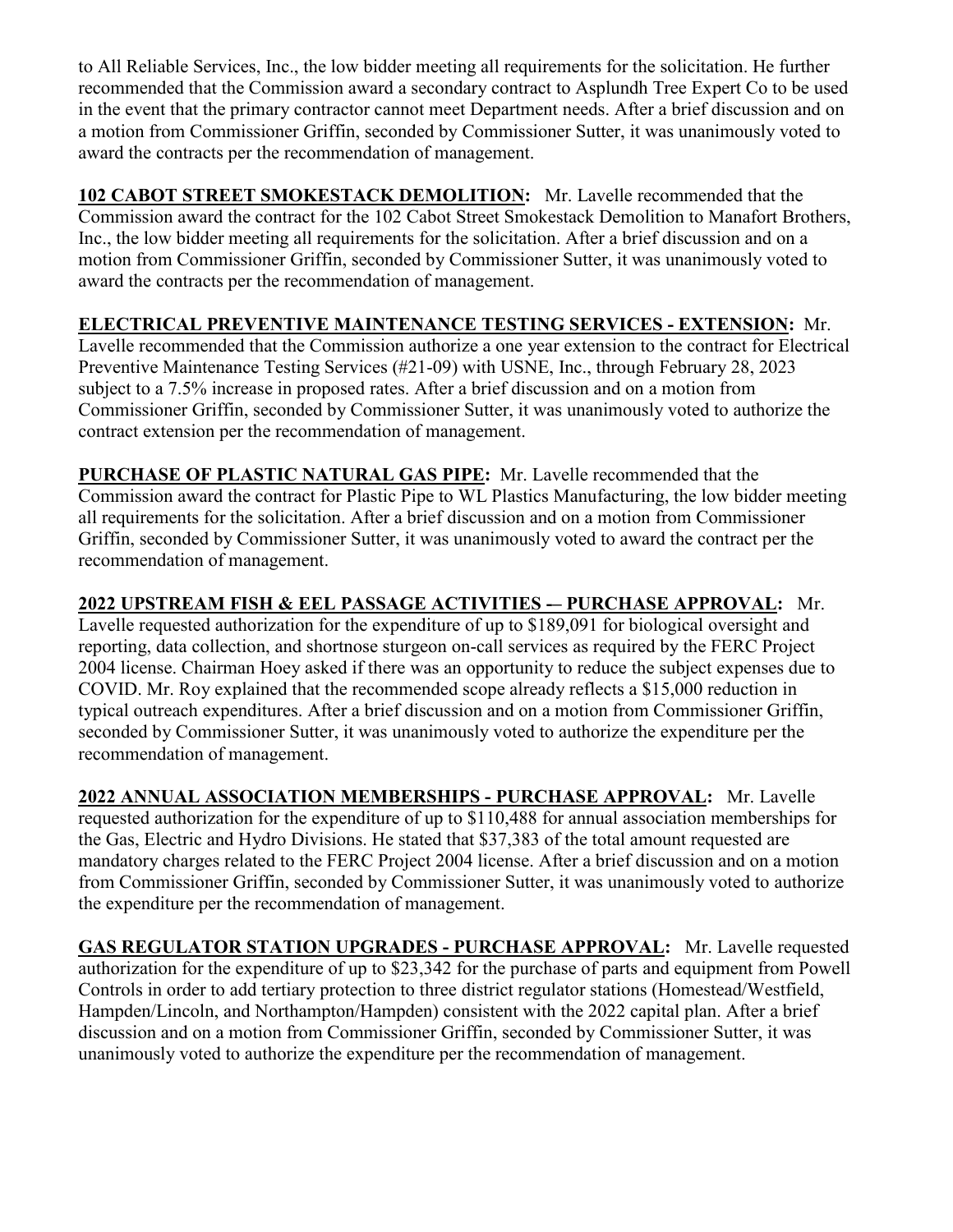to All Reliable Services, Inc., the low bidder meeting all requirements for the solicitation. He further recommended that the Commission award a secondary contract to Asplundh Tree Expert Co to be used in the event that the primary contractor cannot meet Department needs. After a brief discussion and on a motion from Commissioner Griffin, seconded by Commissioner Sutter, it was unanimously voted to award the contracts per the recommendation of management.

**102 CABOT STREET SMOKESTACK DEMOLITION:** Mr. Lavelle recommended that the Commission award the contract for the 102 Cabot Street Smokestack Demolition to Manafort Brothers, Inc., the low bidder meeting all requirements for the solicitation. After a brief discussion and on a motion from Commissioner Griffin, seconded by Commissioner Sutter, it was unanimously voted to award the contracts per the recommendation of management.

**ELECTRICAL PREVENTIVE MAINTENANCE TESTING SERVICES - EXTENSION:** Mr. Lavelle recommended that the Commission authorize a one year extension to the contract for Electrical Preventive Maintenance Testing Services (#21-09) with USNE, Inc., through February 28, 2023 subject to a 7.5% increase in proposed rates. After a brief discussion and on a motion from Commissioner Griffin, seconded by Commissioner Sutter, it was unanimously voted to authorize the contract extension per the recommendation of management.

**PURCHASE OF PLASTIC NATURAL GAS PIPE:** Mr. Lavelle recommended that the Commission award the contract for Plastic Pipe to WL Plastics Manufacturing, the low bidder meeting all requirements for the solicitation. After a brief discussion and on a motion from Commissioner Griffin, seconded by Commissioner Sutter, it was unanimously voted to award the contract per the recommendation of management.

**2022 UPSTREAM FISH & EEL PASSAGE ACTIVITIES -– PURCHASE APPROVAL:** Mr. Lavelle requested authorization for the expenditure of up to $189,091 for biological oversight and reporting, data collection, and shortnose sturgeon on-call services as required by the FERC Project 2004 license. Chairman Hoey asked if there was an opportunity to reduce the subject expenses due to COVID. Mr. Roy explained that the recommended scope already reflects a $15,000 reduction in typical outreach expenditures. After a brief discussion and on a motion from Commissioner Griffin, seconded by Commissioner Sutter, it was unanimously voted to authorize the expenditure per the recommendation of management.

**2022 ANNUAL ASSOCIATION MEMBERSHIPS - PURCHASE APPROVAL:** Mr. Lavelle requested authorization for the expenditure of up to $110,488 for annual association memberships for the Gas, Electric and Hydro Divisions. He stated that $37,383 of the total amount requested are mandatory charges related to the FERC Project 2004 license. After a brief discussion and on a motion from Commissioner Griffin, seconded by Commissioner Sutter, it was unanimously voted to authorize the expenditure per the recommendation of management.

**GAS REGULATOR STATION UPGRADES - PURCHASE APPROVAL:** Mr. Lavelle requested authorization for the expenditure of up to $23,342 for the purchase of parts and equipment from Powell Controls in order to add tertiary protection to three district regulator stations (Homestead/Westfield, Hampden/Lincoln, and Northampton/Hampden) consistent with the 2022 capital plan. After a brief discussion and on a motion from Commissioner Griffin, seconded by Commissioner Sutter, it was unanimously voted to authorize the expenditure per the recommendation of management.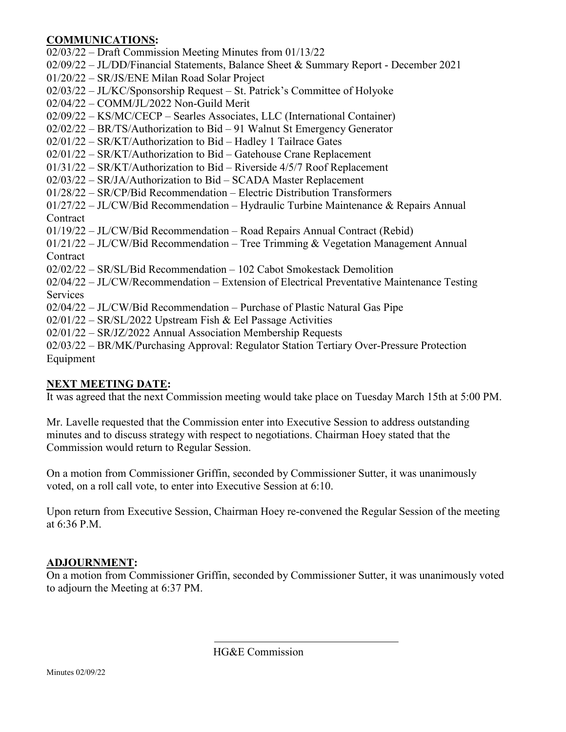**COMMUNICATIONS:**

02/03/22 – Draft Commission Meeting Minutes from 01/13/22
02/09/22 – JL/DD/Financial Statements, Balance Sheet & Summary Report - December 2021
01/20/22 – SR/JS/ENE Milan Road Solar Project
02/03/22 – JL/KC/Sponsorship Request – St. Patrick's Committee of Holyoke
02/04/22 – COMM/JL/2022 Non-Guild Merit
02/09/22 – KS/MC/CECP – Searles Associates, LLC (International Container)
02/02/22 – BR/TS/Authorization to Bid – 91 Walnut St Emergency Generator
02/01/22 – SR/KT/Authorization to Bid – Hadley 1 Tailrace Gates
02/01/22 – SR/KT/Authorization to Bid – Gatehouse Crane Replacement
01/31/22 – SR/KT/Authorization to Bid – Riverside 4/5/7 Roof Replacement
02/03/22 – SR/JA/Authorization to Bid – SCADA Master Replacement
01/28/22 – SR/CP/Bid Recommendation – Electric Distribution Transformers
01/27/22 – JL/CW/Bid Recommendation – Hydraulic Turbine Maintenance & Repairs Annual Contract
01/19/22 – JL/CW/Bid Recommendation – Road Repairs Annual Contract (Rebid)
01/21/22 – JL/CW/Bid Recommendation – Tree Trimming & Vegetation Management Annual Contract
02/02/22 – SR/SL/Bid Recommendation – 102 Cabot Smokestack Demolition
02/04/22 – JL/CW/Recommendation – Extension of Electrical Preventative Maintenance Testing Services
02/04/22 – JL/CW/Bid Recommendation – Purchase of Plastic Natural Gas Pipe
02/01/22 – SR/SL/2022 Upstream Fish & Eel Passage Activities
02/01/22 – SR/JZ/2022 Annual Association Membership Requests
02/03/22 – BR/MK/Purchasing Approval: Regulator Station Tertiary Over-Pressure Protection Equipment

**NEXT MEETING DATE:**

It was agreed that the next Commission meeting would take place on Tuesday March 15th at 5:00 PM.

Mr. Lavelle requested that the Commission enter into Executive Session to address outstanding minutes and to discuss strategy with respect to negotiations. Chairman Hoey stated that the Commission would return to Regular Session.

On a motion from Commissioner Griffin, seconded by Commissioner Sutter, it was unanimously voted, on a roll call vote, to enter into Executive Session at 6:10.

Upon return from Executive Session, Chairman Hoey re-convened the Regular Session of the meeting at 6:36 P.M.

**ADJOURNMENT:**

On a motion from Commissioner Griffin, seconded by Commissioner Sutter, it was unanimously voted to adjourn the Meeting at 6:37 PM.

HG&E Commission

Minutes 02/09/22